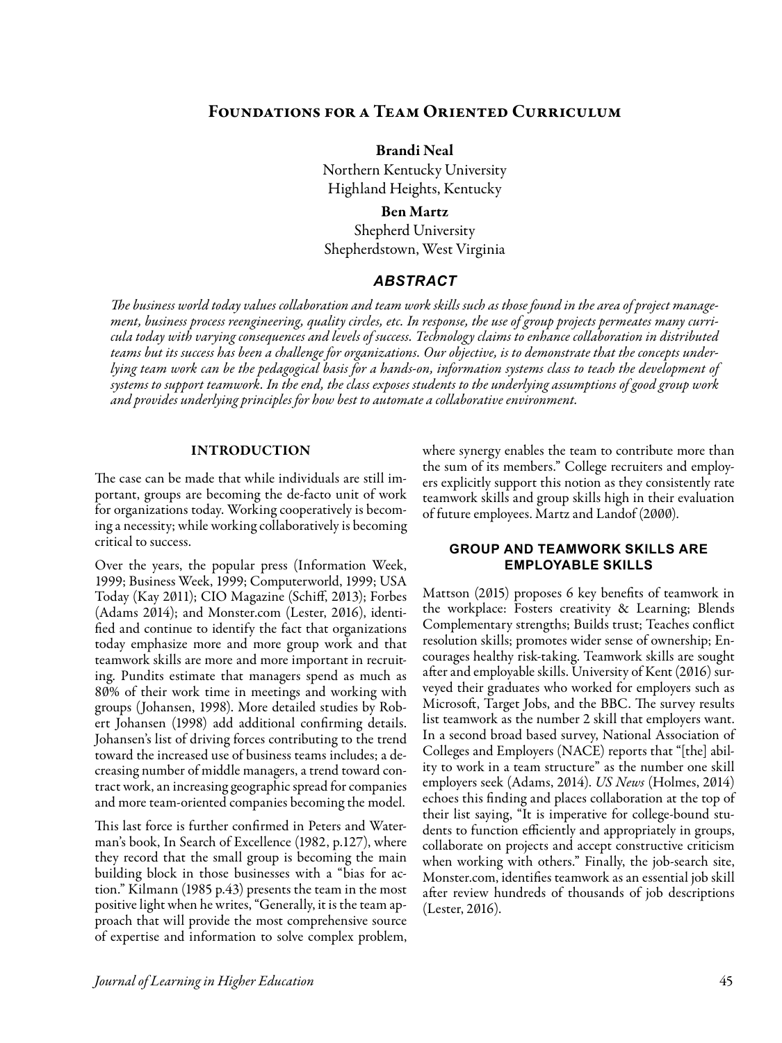# Foundations for a Team Oriented Curriculum

**Brandi Neal**
Northern Kentucky University
Highland Heights, Kentucky

**Ben Martz**
Shepherd University
Shepherdstown, West Virginia

## ABSTRACT

*The business world today values collaboration and team work skills such as those found in the area of project management, business process reengineering, quality circles, etc. In response, the use of group projects permeates many curricula today with varying consequences and levels of success. Technology claims to enhance collaboration in distributed teams but its success has been a challenge for organizations. Our objective, is to demonstrate that the concepts underlying team work can be the pedagogical basis for a hands-on, information systems class to teach the development of systems to support teamwork. In the end, the class exposes students to the underlying assumptions of good group work and provides underlying principles for how best to automate a collaborative environment.*

## INTRODUCTION

The case can be made that while individuals are still important, groups are becoming the de-facto unit of work for organizations today. Working cooperatively is becoming a necessity; while working collaboratively is becoming critical to success.

Over the years, the popular press (Information Week, 1999; Business Week, 1999; Computerworld, 1999; USA Today (Kay 2011); CIO Magazine (Schiff, 2013); Forbes (Adams 2014); and Monster.com (Lester, 2016), identified and continue to identify the fact that organizations today emphasize more and more group work and that teamwork skills are more and more important in recruiting. Pundits estimate that managers spend as much as 80% of their work time in meetings and working with groups (Johansen, 1998). More detailed studies by Robert Johansen (1998) add additional confirming details. Johansen's list of driving forces contributing to the trend toward the increased use of business teams includes; a decreasing number of middle managers, a trend toward contract work, an increasing geographic spread for companies and more team-oriented companies becoming the model.

This last force is further confirmed in Peters and Waterman's book, In Search of Excellence (1982, p.127), where they record that the small group is becoming the main building block in those businesses with a "bias for action." Kilmann (1985 p.43) presents the team in the most positive light when he writes, "Generally, it is the team approach that will provide the most comprehensive source of expertise and information to solve complex problem, where synergy enables the team to contribute more than the sum of its members." College recruiters and employers explicitly support this notion as they consistently rate teamwork skills and group skills high in their evaluation of future employees. Martz and Landof (2000).

### GROUP AND TEAMWORK SKILLS ARE EMPLOYABLE SKILLS

Mattson (2015) proposes 6 key benefits of teamwork in the workplace: Fosters creativity & Learning; Blends Complementary strengths; Builds trust; Teaches conflict resolution skills; promotes wider sense of ownership; Encourages healthy risk-taking. Teamwork skills are sought after and employable skills. University of Kent (2016) surveyed their graduates who worked for employers such as Microsoft, Target Jobs, and the BBC. The survey results list teamwork as the number 2 skill that employers want. In a second broad based survey, National Association of Colleges and Employers (NACE) reports that "[the] ability to work in a team structure" as the number one skill employers seek (Adams, 2014). *US News* (Holmes, 2014) echoes this finding and places collaboration at the top of their list saying, "It is imperative for college-bound students to function efficiently and appropriately in groups, collaborate on projects and accept constructive criticism when working with others." Finally, the job-search site, Monster.com, identifies teamwork as an essential job skill after review hundreds of thousands of job descriptions (Lester, 2016).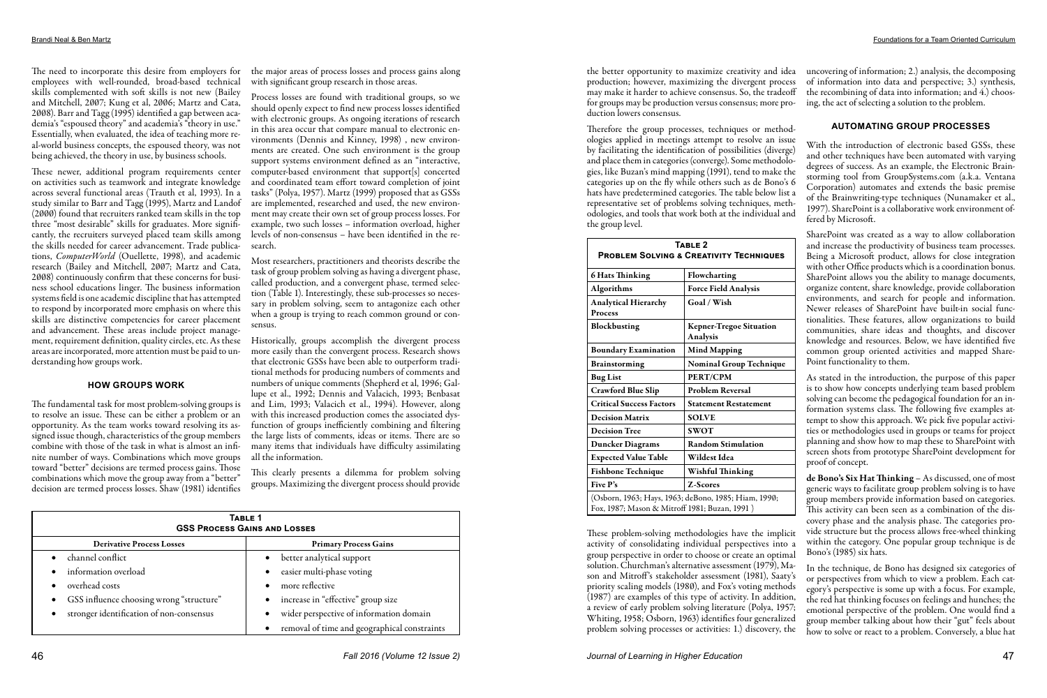The need to incorporate this desire from employers for employees with well-rounded, broad-based technical skills complemented with soft skills is not new (Bailey and Mitchell, 2007; Kung et al, 2006; Martz and Cata, 2008). Barr and Tagg (1995) identified a gap between academia's "espoused theory" and academia's "theory in use." Essentially, when evaluated, the idea of teaching more real-world business concepts, the espoused theory, was not being achieved, the theory in use, by business schools.

These newer, additional program requirements center on activities such as teamwork and integrate knowledge across several functional areas (Trauth et al, 1993). In a study similar to Barr and Tagg (1995), Martz and Landof (2000) found that recruiters ranked team skills in the top three "most desirable" skills for graduates. More significantly, the recruiters surveyed placed team skills among the skills needed for career advancement. Trade publications, *ComputerWorld* (Ouellette, 1998), and academic research (Bailey and Mitchell, 2007; Martz and Cata, 2008) continuously confirm that these concerns for business school educations linger. The business information systems field is one academic discipline that has attempted to respond by incorporated more emphasis on where this skills are distinctive competencies for career placement and advancement. These areas include project management, requirement definition, quality circles, etc. As these areas are incorporated, more attention must be paid to understanding how groups work.

## HOW GROUPS WORK

The fundamental task for most problem-solving groups is to resolve an issue. These can be either a problem or an opportunity. As the team works toward resolving its assigned issue though, characteristics of the group members combine with those of the task in what is almost an infinite number of ways. Combinations which move groups toward "better" decisions are termed process gains. Those combinations which move the group away from a "better" decision are termed process losses. Shaw (1981) identifies the major areas of process losses and process gains along with significant group research in those areas.

Process losses are found with traditional groups, so we should openly expect to find new process losses identified with electronic groups. As ongoing iterations of research in this area occur that compare manual to electronic environments (Dennis and Kinney, 1998) , new environments are created. One such environment is the group support systems environment defined as an "interactive, computer-based environment that support[s] concerted and coordinated team effort toward completion of joint tasks" (Polya, 1957). Martz (1999) proposed that as GSSs are implemented, researched and used, the new environment may create their own set of group process losses. For example, two such losses – information overload, higher levels of non-consensus – have been identified in the research.

Most researchers, practitioners and theorists describe the task of group problem solving as having a divergent phase, called production, and a convergent phase, termed selection (Table 1). Interestingly, these sub-processes so necessary in problem solving, seem to antagonize each other when a group is trying to reach common ground or consensus.

Historically, groups accomplish the divergent process more easily than the convergent process. Research shows that electronic GSSs have been able to outperform traditional methods for producing numbers of comments and numbers of unique comments (Shepherd et al, 1996; Gallupe et al., 1992; Dennis and Valacich, 1993; Benbasat and Lim, 1993; Valacich et al., 1994). However, along with this increased production comes the associated dysfunction of groups inefficiently combining and filtering the large lists of comments, ideas or items. There are so many items that individuals have difficulty assimilating all the information.

This clearly presents a dilemma for problem solving groups. Maximizing the divergent process should provide the better opportunity to maximize creativity and idea production; however, maximizing the divergent process may make it harder to achieve consensus. So, the tradeoff for groups may be production versus consensus; more production lowers consensus.

**Table 1**
**GSS Process Gains and Losses**

| Derivative Process Losses | Primary Process Gains |
|---|---|
| • channel conflict | • better analytical support |
| • information overload | • easier multi-phase voting |
| • overhead costs | • more reflective |
| • GSS influence choosing wrong "structure" | • increase in "effective" group size |
| • stronger identification of non-consensus | • wider perspective of information domain |
| | • removal of time and geographical constraints |

Therefore the group processes, techniques or methodologies applied in meetings attempt to resolve an issue by facilitating the identification of possibilities (diverge) and place them in categories (converge). Some methodologies, like Buzan's mind mapping (1991), tend to make the categories up on the fly while others such as de Bono's 6 hats have predetermined categories. The table below list a representative set of problems solving techniques, methodologies, and tools that work both at the individual and the group level.

**Table 2**
**Problem Solving & Creativity Techniques**

| | |
|---|---|
| 6 Hats Thinking | Flowcharting |
| Algorithms | Force Field Analysis |
| Analytical Hierarchy Process | Goal / Wish |
| Blockbusting | Kepner-Tregoe Situation Analysis |
| Boundary Examination | Mind Mapping |
| Brainstorming | Nominal Group Technique |
| Bug List | PERT/CPM |
| Crawford Blue Slip | Problem Reversal |
| Critical Success Factors | Statement Restatement |
| Decision Matrix | SOLVE |
| Decision Tree | SWOT |
| Duncker Diagrams | Random Stimulation |
| Expected Value Table | Wildest Idea |
| Fishbone Technique | Wishful Thinking |
| Five P's | Z-Scores |

(Osborn, 1963; Hays, 1963; deBono, 1985; Hiam, 1990; Fox, 1987; Mason & Mitroff 1981; Buzan, 1991 )

These problem-solving methodologies have the implicit activity of consolidating individual perspectives into a group perspective in order to choose or create an optimal solution. Churchman's alternative assessment (1979), Mason and Mitroff's stakeholder assessment (1981), Saaty's priority scaling models (1980), and Fox's voting methods (1987) are examples of this type of activity. In addition, a review of early problem solving literature (Polya, 1957; Whiting, 1958; Osborn, 1963) identifies four generalized problem solving processes or activities: 1.) discovery, the uncovering of information; 2.) analysis, the decomposing of information into data and perspective; 3.) synthesis, the recombining of data into information; and 4.) choosing, the act of selecting a solution to the problem.

## AUTOMATING GROUP PROCESSES

With the introduction of electronic based GSSs, these and other techniques have been automated with varying degrees of success. As an example, the Electronic Brainstorming tool from GroupSystems.com (a.k.a. Ventana Corporation) automates and extends the basic premise of the Brainwriting-type techniques (Nunamaker et al., 1997). SharePoint is a collaborative work environment offered by Microsoft.

SharePoint was created as a way to allow collaboration and increase the productivity of business team processes. Being a Microsoft product, allows for close integration with other Office products which is a coordination bonus. SharePoint allows you the ability to manage documents, organize content, share knowledge, provide collaboration environments, and search for people and information. Newer releases of SharePoint have built-in social functionalities. These features, allow organizations to build communities, share ideas and thoughts, and discover knowledge and resources. Below, we have identified five common group oriented activities and mapped SharePoint functionality to them.

As stated in the introduction, the purpose of this paper is to show how concepts underlying team based problem solving can become the pedagogical foundation for an information systems class. The following five examples attempt to show this approach. We pick five popular activities or methodologies used in groups or teams for project planning and show how to map these to SharePoint with screen shots from prototype SharePoint development for proof of concept.

**de Bono's Six Hat Thinking** – As discussed, one of most generic ways to facilitate group problem solving is to have group members provide information based on categories. This activity can been seen as a combination of the discovery phase and the analysis phase. The categories provide structure but the process allows free-wheel thinking within the category. One popular group technique is de Bono's (1985) six hats.

In the technique, de Bono has designed six categories of or perspectives from which to view a problem. Each category's perspective is some up with a focus. For example, the red hat thinking focuses on feelings and hunches; the emotional perspective of the problem. One would find a group member talking about how their "gut" feels about how to solve or react to a problem. Conversely, a blue hat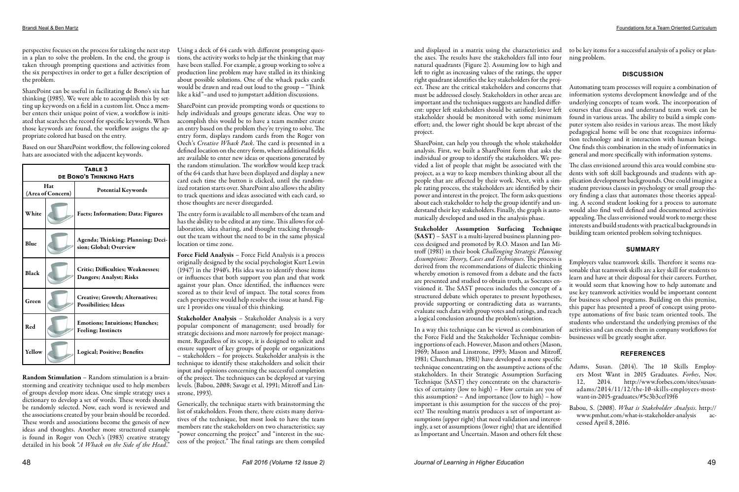perspective focuses on the process for taking the next step in a plan to solve the problem. In the end, the group is taken through prompting questions and activities from the six perspectives in order to get a fuller description of the problem.

SharePoint can be useful in facilitating de Bono's six hat thinking (1985). We were able to accomplish this by setting up keywords on a field in a custom list. Once a member enters their unique point of view, a workflow is initiated that searches the record for specific keywords. When those keywords are found, the workflow assigns the appropriate colored hat based on the entry.

Based on our SharePoint workflow, the following colored hats are associated with the adjacent keywords.

**Table 3**
**de Bono's Thinking Hats**

| Hat (Area of Concern) | | Potential Keywords |
|---|---|---|
| White | | Facts; Information; Data; Figures |
| Blue | | Agenda; Thinking; Planning; Decision; Global; Overview |
| Black | | Critic; Difficulties; Weaknesses; Dangers; Analyst; Risks |
| Green | | Creative; Growth; Alternatives; Possibilities; Ideas |
| Red | | Emotions; Intuitions; Hunches; Feeling; Instincts |
| Yellow | | Logical; Positive; Benefits |

**Random Stimulation** – Random stimulation is a brainstorming and creativity technique used to help members of groups develop more ideas. One simple strategy uses a dictionary to develop a set of words. These words should be randomly selected. Now, each word is reviewed and the associations created by your brain should be recorded. These words and associations become the genesis of new ideas and thoughts. Another more structured example is found in Roger von Oech's (1983) creative strategy detailed in his book "*A Whack on the Side of the Head*." Using a deck of 64 cards with different prompting questions, the activity works to help jar the thinking that may have been stalled. For example, a group working to solve a production line problem may have stalled in its thinking about possible solutions. One of the whack packs cards would be drawn and read out loud to the group – "Think like a kid"–and used to jumpstart addition discussions.

SharePoint can provide prompting words or questions to help individuals and groups generate ideas. One way to accomplish this would be to have a team member create an entry based on the problem they're trying to solve. The entry form, displays random cards from the Roger von Oech's *Creative Whack Pack*. The card is presented in a defined location on the entry form, where additional fields are available to enter new ideas or questions generated by the random stimulation. The workflow would keep track of the 64 cards that have been displayed and display a new card each time the button is clicked, until the randomized rotation starts over. SharePoint also allows the ability to track questions and ideas associated with each card, so those thoughts are never disregarded.

The entry form is available to all members of the team and has the ability to be edited at any time. This allows for collaboration, idea sharing, and thought tracking throughout the team without the need to be in the same physical location or time zone.

**Force Field Analysis** – Force Field Analysis is a process originally designed by the social psychologist Kurt Lewin (1947) in the 1940's. His idea was to identify those items or influences that both support you plan and that work against your plan. Once identified, the influences were scored as to their level of impact. The total scores from each perspective would help resolve the issue at hand. Figure 1 provides one visual of this thinking.

**Stakeholder Analysis** – Stakeholder Analysis is a very popular component of management; used broadly for strategic decisions and more narrowly for project management. Regardless of its scope, it is designed to solicit and ensure support of key groups of people or organizations – stakeholders – for projects. Stakeholder analysis is the technique to identify these stakeholders and solicit their input and opinions concerning the successful completion of the project. The techniques can be deployed at varying levels. (Babou, 2008; Savage et al, 1991; Mitroff and Linstrone, 1993).

Generically, the technique starts with brainstorming the list of stakeholders. From there, there exists many derivatives of the technique, but most look to have the team members rate the stakeholders on two characteristics; say "power concerning the project" and "interest in the success of the project." The final ratings are them compiled and displayed in a matrix using the characteristics and the axes. The results have the stakeholders fall into four natural quadrants (Figure 2). Assuming low to high and left to right as increasing values of the ratings, the upper right quadrant identifies the key stakeholders for the project. These are the critical stakeholders and concerns that must be addressed closely. Stakeholders in other areas are important and the techniques suggests are handled different: upper left stakeholders should be satisfied; lower left stakeholder should be monitored with some minimum effort; and, the lower right should be kept abreast of the project.

SharePoint, can help you through the whole stakeholder analysis. First, we built a SharePoint form that asks the individual or group to identify the stakeholders. We provided a list of people that might be associated with the project, as a way to keep members thinking about all the people that are affected by their work. Next, with a simple rating process, the stakeholders are identified by their power and interest in the project. The form asks questions about each stakeholder to help the group identify and understand their key stakeholders. Finally, the graph is automatically developed and used in the analysis phase.

**Stakeholder Assumption Surfacing Technique (SAST)** – SAST is a multi-layered business planning process designed and promoted by R.O. Mason and Ian Mitroff (1981) in their book *Challenging Strategic Planning Assumptions: Theory, Cases and Techniques*. The process is derived from the recommendations of dialectic thinking whereby emotion is removed from a debate and the facts are presented and studied to obtain truth, as Socrates envisioned it. The SAST process includes the concept of a structured debate which operates to present hypotheses, provide supporting or contradicting data as warrants, evaluate such data with group votes and ratings, and reach a logical conclusion around the problem's solution.

In a way this technique can be viewed as combination of the Force Field and the Stakeholder Technique combining portions of each. However, Mason and others (Mason, 1969; Mason and Linstrone, 1993; Mason and Mitroff, 1981; Churchman, 1981) have developed a more specific technique concentrating on the assumptive actions of the stakeholders. In their Strategic Assumption Surfacing Technique (SAST) they concentrate on the characteristics of certainty (low to high) – How certain are you of this assumption? – And importance (low to high) – how important is this assumption for the success of the project? The resulting matrix produces a set of important assumptions (upper right) that need validation and interestingly, a set of assumptions (lower right) that are identified as Important and Uncertain. Mason and others felt these to be key items for a successful analysis of a policy or planning problem.

## DISCUSSION

Automating team processes will require a combination of information systems development knowledge and of the underlying concepts of team work. The incorporation of courses that discuss and understand team work can be found in various areas. The ability to build a simple computer system also resides in various areas. The most likely pedagogical home will be one that recognizes information technology and it interaction with human beings. One finds this combination in the study of informatics in general and more specifically with information systems.

The class envisioned around this area would combine students with soft skill backgrounds and students with application development backgrounds. One could imagine a student previous classes in psychology or small group theory finding a class that automates those theories appealing. A second student looking for a process to automate would also find well defined and documented activities appealing. The class envisioned would work to merge these interests and build students with practical backgrounds in building team oriented problem solving techniques.

## SUMMARY

Employers value teamwork skills. Therefore it seems reasonable that teamwork skills are a key skill for students to learn and have at their disposal for their careers. Further, it would seem that knowing how to help automate and use key teamwork activities would be important content for business school programs. Building on this premise, this paper has presented a proof of concept using prototype automations of five basic team oriented tools. The students who understand the underlying premises of the activities and can encode them in company workflows for businesses will be greatly sought after.

## REFERENCES

Adams, Susan. (2014). The 10 Skills Employers Most Want in 2015 Graduates. *Forbes*, Nov. 12, 2014. http://www.forbes.com/sites/susanadams/2014/11/12/the-10-skills-employers-most-want-in-2015-graduates/#5c3b3cef19f6

Babou, S. (2008). *What is Stakeholder Analysis*. http://www.pmhut.com/what-is-stakeholder-analysis accessed April 8, 2016.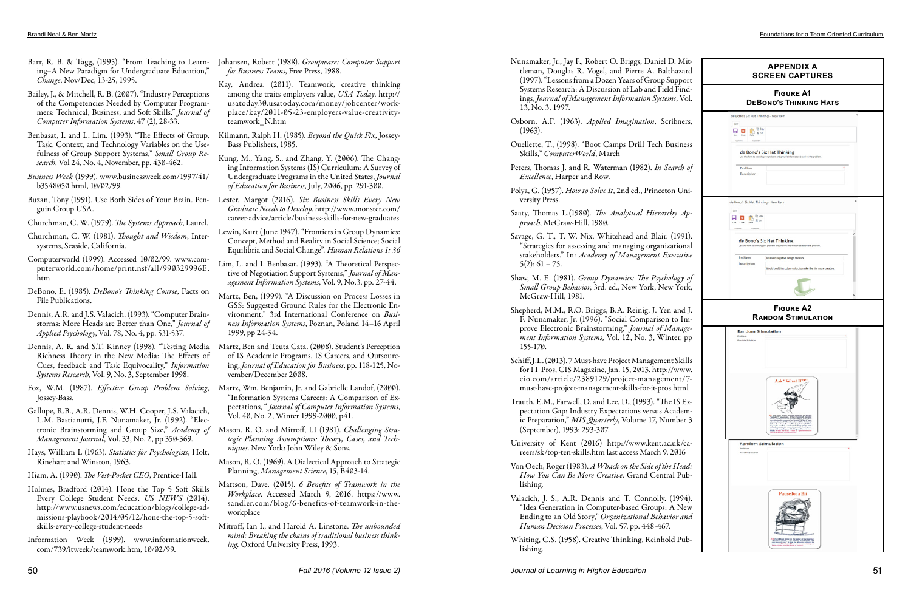Barr, R. B. & Tagg, (1995). "From Teaching to Learning–A New Paradigm for Undergraduate Education," *Change*, Nov/Dec, 13-25, 1995.

Bailey, J., & Mitchell, R. B. (2007). "Industry Perceptions of the Competencies Needed by Computer Programmers: Technical, Business, and Soft Skills." *Journal of Computer Information Systems*, 47 (2), 28-33.

Benbasat, I. and L. Lim. (1993). "The Effects of Group, Task, Context, and Technology Variables on the Usefulness of Group Support Systems," *Small Group Research*, Vol 24, No. 4, November, pp. 430-462.

*Business Week* (1999). www.businessweek.com/1997/41/b3548050.html, 10/02/99.

Buzan, Tony (1991). Use Both Sides of Your Brain. Penguin Group USA.

Churchman, C. W. (1979). *The Systems Approach*, Laurel.

Churchman, C. W. (1981). *Thought and Wisdom*, Intersystems, Seaside, California.

Computerworld (1999). Accessed 10/02/99. www.computerworld.com/home/print.nsf/all/990329996E.htm

DeBono, E. (1985). *DeBono's Thinking Course*, Facts on File Publications.

Dennis, A.R. and J.S. Valacich. (1993). "Computer Brainstorms: More Heads are Better than One," *Journal of Applied Psychology*, Vol. 78, No. 4, pp. 531-537.

Dennis, A. R. and S.T. Kinney (1998). "Testing Media Richness Theory in the New Media: The Effects of Cues, feedback and Task Equivocality," *Information Systems Research*, Vol. 9, No. 3, September 1998.

Fox, W.M. (1987). *Effective Group Problem Solving*, Jossey-Bass.

Gallupe, R.B., A.R. Dennis, W.H. Cooper, J.S. Valacich, L.M. Bastianutti, J.F. Nunamaker, Jr. (1992). "Electronic Brainstorming and Group Size," *Academy of Management Journal*, Vol. 33, No. 2, pp 350-369.

Hays, William L (1963). *Statistics for Psychologists*, Holt, Rinehart and Winston, 1963.

Hiam, A. (1990). *The Vest-Pocket CEO*, Prentice-Hall.

Holmes, Bradford (2014). Hone the Top 5 Soft Skills Every College Student Needs. *US NEWS* (2014). http://www.usnews.com/education/blogs/college-admissions-playbook/2014/05/12/hone-the-top-5-soft-skills-every-college-student-needs

Information Week (1999). www.informationweek.com/739/itweek/teamwork.htm, 10/02/99.

Johansen, Robert (1988). *Groupware: Computer Support for Business Teams*, Free Press, 1988.

Kay, Andrea. (2011). Teamwork, creative thinking among the traits employers value, *USA Today*. http://usatoday30.usatoday.com/money/jobcenter/workplace/kay/2011-05-23-employers-value-creativity-teamwork_N.htm

Kilmann, Ralph H. (1985). *Beyond the Quick Fix*, Jossey-Bass Publishers, 1985.

Kung, M., Yang, S., and Zhang, Y. (2006). The Changing Information Systems (IS) Curriculum: A Survey of Undergraduate Programs in the United States, *Journal of Education for Business*, July, 2006, pp. 291-300.

Lester, Margot (2016). *Six Business Skills Every New Graduate Needs to Develop*. http://www.monster.com/career-advice/article/business-skills-for-new-graduates

Lewin, Kurt (June 1947). "Frontiers in Group Dynamics: Concept, Method and Reality in Social Science; Social Equilibria and Social Change". *Human Relations 1: 36*

Lim, L. and I. Benbasat. (1993). "A Theoretical Perspective of Negotiation Support Systems," *Journal of Management Information Systems*, Vol. 9, No.3, pp. 27-44.

Martz, Ben, (1999). "A Discussion on Process Losses in GSS: Suggested Ground Rules for the Electronic Environment," 3rd International Conference on *Business Information Systems*, Poznan, Poland 14–16 April 1999, pp 24-34.

Martz, Ben and Teuta Cata. (2008). Student's Perception of IS Academic Programs, IS Careers, and Outsourcing, *Journal of Education for Business*, pp. 118-125, November/December 2008.

Martz, Wm. Benjamin, Jr. and Gabrielle Landof, (2000). "Information Systems Careers: A Comparison of Expectations, " *Journal of Computer Information Systems*, Vol. 40, No. 2, Winter 1999-2000, p41.

Mason. R. O. and Mitroff, I.I (1981). *Challenging Strategic Planning Assumptions: Theory, Cases, and Techniques*. New York: John Wiley & Sons.

Mason, R. O. (1969). A Dialectical Approach to Strategic Planning, *Management Science*, 15, B403-14.

Mattson, Dave. (2015). *6 Benefits of Teamwork in the Workplace*. Accessed March 9, 2016. https://www.sandler.com/blog/6-benefits-of-teamwork-in-the-workplace

Mitroff, Ian I., and Harold A. Linstone. *The unbounded mind: Breaking the chains of traditional business thinking*. Oxford University Press, 1993.

Nunamaker, Jr., Jay F., Robert O. Briggs, Daniel D. Mittleman, Douglas R. Vogel, and Pierre A. Balthazard (1997). "Lessons from a Dozen Years of Group Support Systems Research: A Discussion of Lab and Field Findings, *Journal of Management Information Systems*, Vol. 13, No. 3, 1997.

Osborn, A.F. (1963). *Applied Imagination*, Scribners, (1963).

Ouellette, T., (1998). "Boot Camps Drill Tech Business Skills," *ComputerWorld*, March

Peters, Thomas J. and R. Waterman (1982). *In Search of Excellence*, Harper and Row.

Polya, G. (1957). *How to Solve It*, 2nd ed., Princeton University Press.

Saaty, Thomas L.(1980). *The Analytical Hierarchy Approach*, McGraw-Hill, 1980.

Savage, G. T., T. W. Nix, Whitehead and Blair. (1991). "Strategies for assessing and managing organizational stakeholders." In: *Academy of Management Executive* 5(2): 61 – 75.

Shaw, M. E. (1981). *Group Dynamics: The Psychology of Small Group Behavior*, 3rd. ed., New York, New York, McGraw-Hill, 1981.

Shepherd, M.M., R.O. Briggs, B.A. Reinig, J. Yen and J. F. Nunamaker, Jr. (1996). "Social Comparison to Improve Electronic Brainstorming," *Journal of Management Information Systems,* Vol. 12, No. 3, Winter, pp 155-170.

Schiff, J.L. (2013). 7 Must-have Project Management Skills for IT Pros, CIS Magazine, Jan. 15, 2013. http://www.cio.com/article/2389129/project-management/7-must-have-project-management-skills-for-it-pros.html

Trauth, E.M., Farwell, D. and Lee, D., (1993). "The IS Expectation Gap: Industry Expectations versus Academic Preparation," *MIS Quarterly*, Volume 17, Number 3 (September), 1993: 293-307.

University of Kent (2016) http://www.kent.ac.uk/careers/sk/top-ten-skills.htm last access March 9, 2016

Von Oech, Roger (1983). *A Whack on the Side of the Head: How You Can Be More Creative*. Grand Central Publishing.

Valacich, J. S., A.R. Dennis and T. Connolly. (1994). "Idea Generation in Computer-based Groups: A New Ending to an Old Story," *Organizational Behavior and Human Decision Processes*, Vol. 57, pp. 448-467.

Whiting, C.S. (1958). Creative Thinking, Reinhold Publishing.

## APPENDIX A
## SCREEN CAPTURES

### Figure A1
### DeBono's Thinking Hats

### Figure A2
### Random Stimulation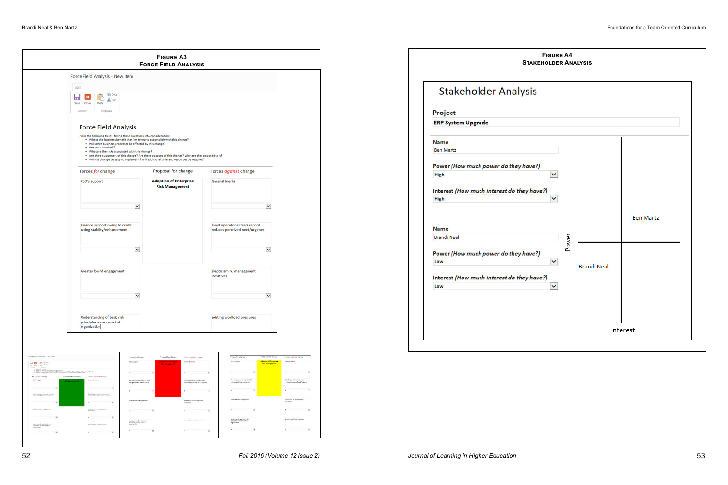**Figure A3**
**Force Field Analysis**

Force Field Analysis - New Item

EDIT

Save Close Paste Copy Cut

Commit Clipboard

## Force Field Analysis

Fill in the following fields, taking these questions into consideration:

- What's the business benefit that I'm trying to accomplish with this change?
- Will other business processes be affected by this change?
- Are costs involved?
- What are the risks associated with this change?
- Are there supporters of this change? Are there opposes of this change? Why are they opposed to it?
- Will the change be easy to implement? Will additional time and resources be required?

| Forces *for* change | Proposal for change | Forces *against* change |
|---|---|---|
| CEO's support | Adoption of Enterprise Risk Management | General inertia |
| Finance support owing to credit rating stability/enhancement | | Good operational track record reduces perceived need/urgency |
| Greater board engagement | | skepticism re. management initiatives |
| Understanding of basic risk principles across most of organization | | existing workload pressures |

**Figure A4**
**Stakeholder Analysis**

## Stakeholder Analysis

**Project**
ERP System Upgrade

**Name**
Ben Martz

**Power** *(How much power do they have?)*
High

**Interest** *(How much interest do they have?)*
High

**Name**
Brandi Neal

**Power** *(How much power do they have?)*
Low

**Interest** *(How much interest do they have?)*
Low

Ben Martz

Brandi Neal

Power

Interest